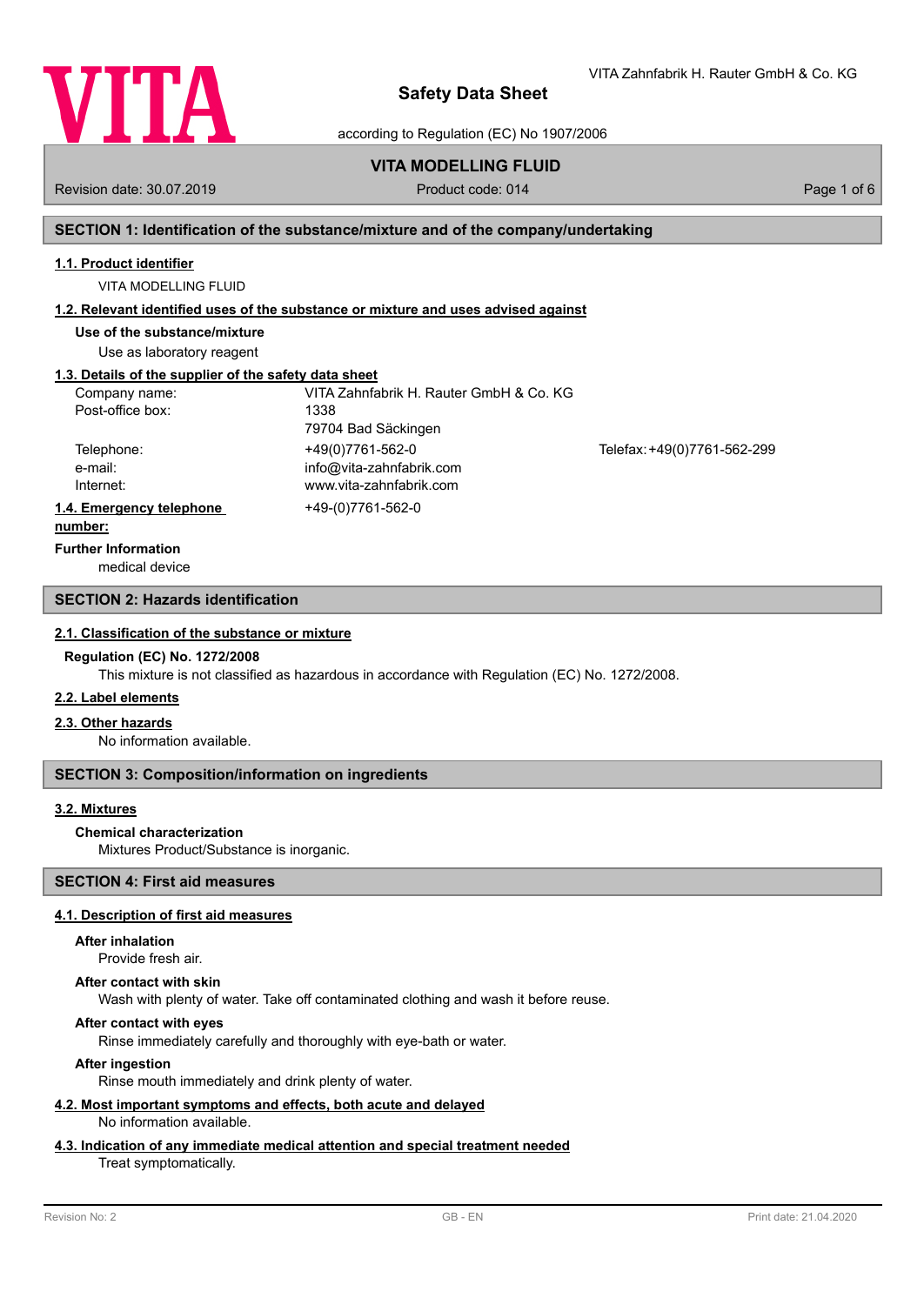# Safety Data Sheet

according to Regulation (EC) No 1907/2006

**VITA MODELLING FLUID**

Revision date: 30.07.2019 | Product code: 014

## SECTION 1: Identification of the substance/mixture and of the company/undertaking

### 1.1. Product identifier

VITA MODELLING FLUID

### 1.2. Relevant identified uses of the substance or mixture and uses advised against

**Use of the substance/mixture**

Use as laboratory reagent

### 1.3. Details of the supplier of the safety data sheet

| | | |
|---|---|---|
| Company name: | VITA Zahnfabrik H. Rauter GmbH & Co. KG | |
| Post-office box: | 1338 | |
| | 79704 Bad Säckingen | |
| Telephone: | +49(0)7761-562-0 | Telefax: +49(0)7761-562-299 |
| e-mail: | info@vita-zahnfabrik.com | |
| Internet: | www.vita-zahnfabrik.com | |

### 1.4. Emergency telephone number:

+49-(0)7761-562-0

**Further Information**

medical device

## SECTION 2: Hazards identification

### 2.1. Classification of the substance or mixture

**Regulation (EC) No. 1272/2008**

This mixture is not classified as hazardous in accordance with Regulation (EC) No. 1272/2008.

### 2.2. Label elements

### 2.3. Other hazards

No information available.

## SECTION 3: Composition/information on ingredients

### 3.2. Mixtures

**Chemical characterization**

Mixtures Product/Substance is inorganic.

## SECTION 4: First aid measures

### 4.1. Description of first aid measures

**After inhalation**

Provide fresh air.

**After contact with skin**

Wash with plenty of water. Take off contaminated clothing and wash it before reuse.

**After contact with eyes**

Rinse immediately carefully and thoroughly with eye-bath or water.

**After ingestion**

Rinse mouth immediately and drink plenty of water.

### 4.2. Most important symptoms and effects, both acute and delayed

No information available.

### 4.3. Indication of any immediate medical attention and special treatment needed

Treat symptomatically.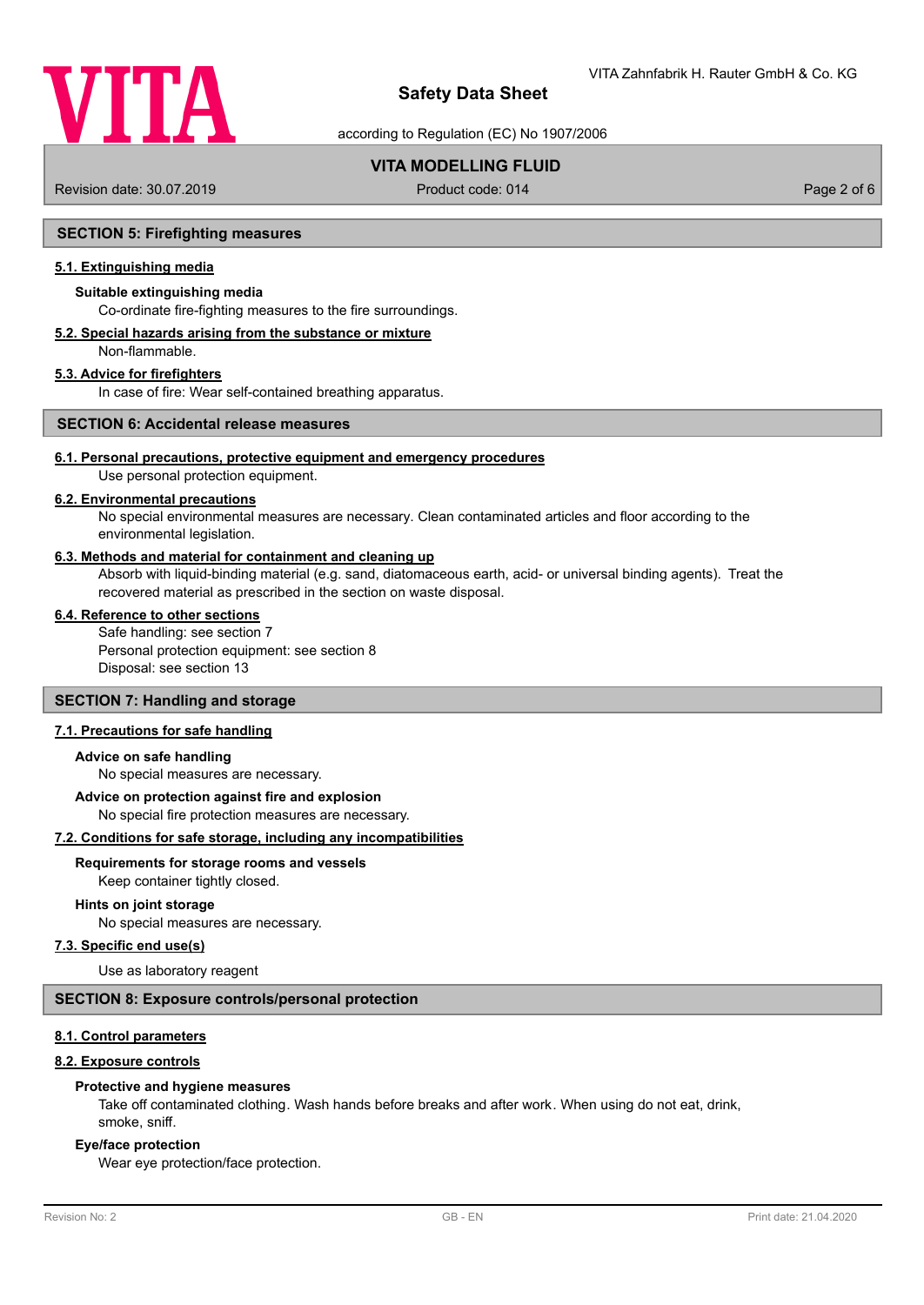## SECTION 5: Firefighting measures

### 5.1. Extinguishing media

**Suitable extinguishing media**

Co-ordinate fire-fighting measures to the fire surroundings.

### 5.2. Special hazards arising from the substance or mixture

Non-flammable.

### 5.3. Advice for firefighters

In case of fire: Wear self-contained breathing apparatus.

## SECTION 6: Accidental release measures

### 6.1. Personal precautions, protective equipment and emergency procedures

Use personal protection equipment.

### 6.2. Environmental precautions

No special environmental measures are necessary. Clean contaminated articles and floor according to the environmental legislation.

### 6.3. Methods and material for containment and cleaning up

Absorb with liquid-binding material (e.g. sand, diatomaceous earth, acid- or universal binding agents). Treat the recovered material as prescribed in the section on waste disposal.

### 6.4. Reference to other sections

Safe handling: see section 7
Personal protection equipment: see section 8
Disposal: see section 13

## SECTION 7: Handling and storage

### 7.1. Precautions for safe handling

**Advice on safe handling**

No special measures are necessary.

**Advice on protection against fire and explosion**

No special fire protection measures are necessary.

### 7.2. Conditions for safe storage, including any incompatibilities

**Requirements for storage rooms and vessels**

Keep container tightly closed.

**Hints on joint storage**

No special measures are necessary.

### 7.3. Specific end use(s)

Use as laboratory reagent

## SECTION 8: Exposure controls/personal protection

### 8.1. Control parameters

### 8.2. Exposure controls

**Protective and hygiene measures**

Take off contaminated clothing. Wash hands before breaks and after work. When using do not eat, drink, smoke, sniff.

**Eye/face protection**

Wear eye protection/face protection.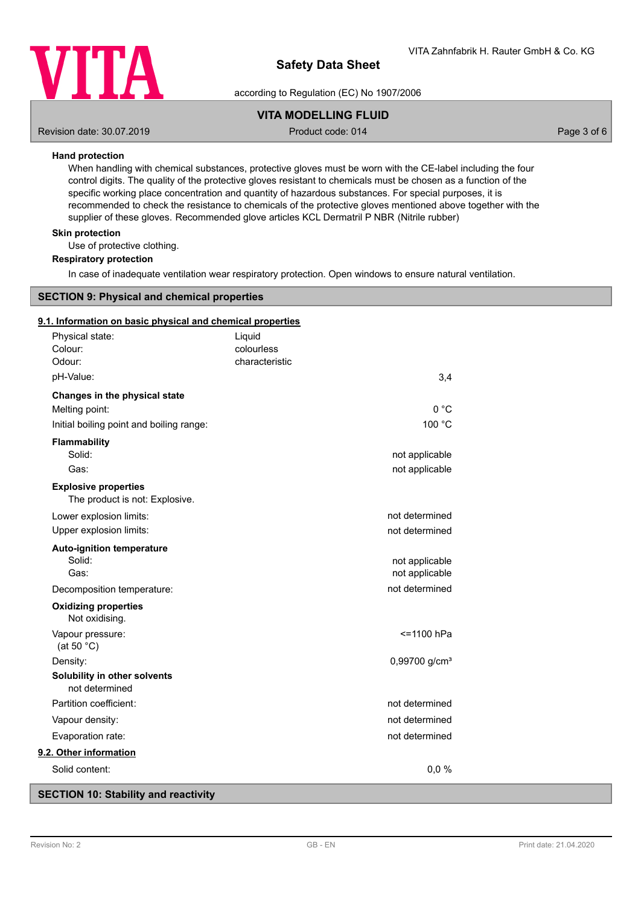### Hand protection

When handling with chemical substances, protective gloves must be worn with the CE-label including the four control digits. The quality of the protective gloves resistant to chemicals must be chosen as a function of the specific working place concentration and quantity of hazardous substances. For special purposes, it is recommended to check the resistance to chemicals of the protective gloves mentioned above together with the supplier of these gloves. Recommended glove articles KCL Dermatril P NBR (Nitrile rubber)

### Skin protection

Use of protective clothing.

### Respiratory protection

In case of inadequate ventilation wear respiratory protection. Open windows to ensure natural ventilation.

## SECTION 9: Physical and chemical properties

### 9.1. Information on basic physical and chemical properties

| | | |
|---|---|---|
| Physical state: | Liquid | |
| Colour: | colourless | |
| Odour: | characteristic | |
| pH-Value: | | 3,4 |

**Changes in the physical state**

| | |
|---|---|
| Melting point: | 0 °C |
| Initial boiling point and boiling range: | 100 °C |

**Flammability**

| | |
|---|---|
| Solid: | not applicable |
| Gas: | not applicable |

**Explosive properties**

The product is not: Explosive.

| | |
|---|---|
| Lower explosion limits: | not determined |
| Upper explosion limits: | not determined |

**Auto-ignition temperature**

| | |
|---|---|
| Solid: | not applicable |
| Gas: | not applicable |
| Decomposition temperature: | not determined |

**Oxidizing properties**

Not oxidising.

| | |
|---|---|
| Vapour pressure: (at 50 °C) | <=1100 hPa |
| Density: | 0,99700 g/cm³ |

**Solubility in other solvents**

not determined

| | |
|---|---|
| Partition coefficient: | not determined |
| Vapour density: | not determined |
| Evaporation rate: | not determined |

### 9.2. Other information

| | |
|---|---|
| Solid content: | 0,0 % |

## SECTION 10: Stability and reactivity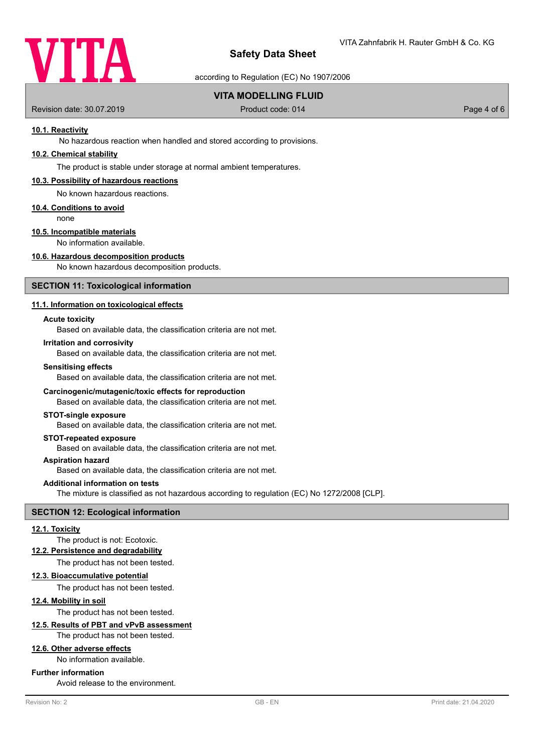#### 10.1. Reactivity

No hazardous reaction when handled and stored according to provisions.

#### 10.2. Chemical stability

The product is stable under storage at normal ambient temperatures.

#### 10.3. Possibility of hazardous reactions

No known hazardous reactions.

#### 10.4. Conditions to avoid

none

#### 10.5. Incompatible materials

No information available.

#### 10.6. Hazardous decomposition products

No known hazardous decomposition products.

## SECTION 11: Toxicological information

#### 11.1. Information on toxicological effects

**Acute toxicity**

Based on available data, the classification criteria are not met.

**Irritation and corrosivity**

Based on available data, the classification criteria are not met.

**Sensitising effects**

Based on available data, the classification criteria are not met.

**Carcinogenic/mutagenic/toxic effects for reproduction**

Based on available data, the classification criteria are not met.

**STOT-single exposure**

Based on available data, the classification criteria are not met.

**STOT-repeated exposure**

Based on available data, the classification criteria are not met.

**Aspiration hazard**

Based on available data, the classification criteria are not met.

**Additional information on tests**

The mixture is classified as not hazardous according to regulation (EC) No 1272/2008 [CLP].

## SECTION 12: Ecological information

#### 12.1. Toxicity

The product is not: Ecotoxic.

#### 12.2. Persistence and degradability

The product has not been tested.

#### 12.3. Bioaccumulative potential

The product has not been tested.

#### 12.4. Mobility in soil

The product has not been tested.

#### 12.5. Results of PBT and vPvB assessment

The product has not been tested.

#### 12.6. Other adverse effects

No information available.

**Further information**

Avoid release to the environment.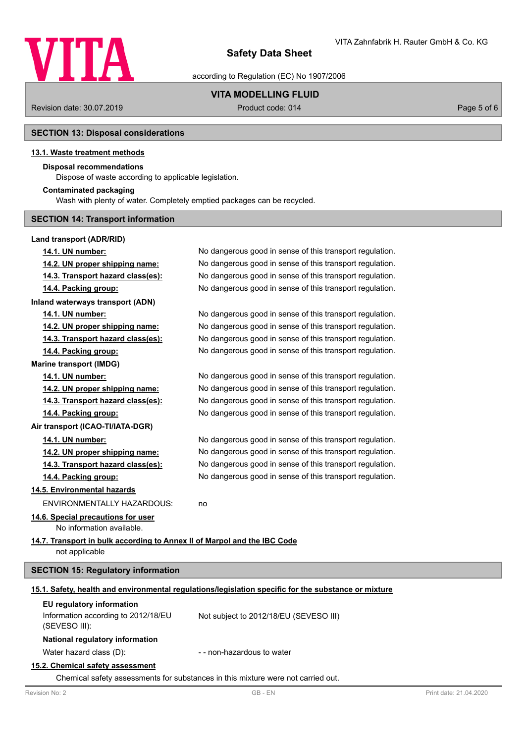## SECTION 13: Disposal considerations

### 13.1. Waste treatment methods

**Disposal recommendations**

Dispose of waste according to applicable legislation.

**Contaminated packaging**

Wash with plenty of water. Completely emptied packages can be recycled.

## SECTION 14: Transport information

**Land transport (ADR/RID)**

| | |
|---|---|
| **14.1. UN number:** | No dangerous good in sense of this transport regulation. |
| **14.2. UN proper shipping name:** | No dangerous good in sense of this transport regulation. |
| **14.3. Transport hazard class(es):** | No dangerous good in sense of this transport regulation. |
| **14.4. Packing group:** | No dangerous good in sense of this transport regulation. |

**Inland waterways transport (ADN)**

| | |
|---|---|
| **14.1. UN number:** | No dangerous good in sense of this transport regulation. |
| **14.2. UN proper shipping name:** | No dangerous good in sense of this transport regulation. |
| **14.3. Transport hazard class(es):** | No dangerous good in sense of this transport regulation. |
| **14.4. Packing group:** | No dangerous good in sense of this transport regulation. |

**Marine transport (IMDG)**

| | |
|---|---|
| **14.1. UN number:** | No dangerous good in sense of this transport regulation. |
| **14.2. UN proper shipping name:** | No dangerous good in sense of this transport regulation. |
| **14.3. Transport hazard class(es):** | No dangerous good in sense of this transport regulation. |
| **14.4. Packing group:** | No dangerous good in sense of this transport regulation. |

**Air transport (ICAO-TI/IATA-DGR)**

| | |
|---|---|
| **14.1. UN number:** | No dangerous good in sense of this transport regulation. |
| **14.2. UN proper shipping name:** | No dangerous good in sense of this transport regulation. |
| **14.3. Transport hazard class(es):** | No dangerous good in sense of this transport regulation. |
| **14.4. Packing group:** | No dangerous good in sense of this transport regulation. |

### 14.5. Environmental hazards

ENVIRONMENTALLY HAZARDOUS: no

### 14.6. Special precautions for user

No information available.

### 14.7. Transport in bulk according to Annex II of Marpol and the IBC Code

not applicable

## SECTION 15: Regulatory information

### 15.1. Safety, health and environmental regulations/legislation specific for the substance or mixture

**EU regulatory information**

| | |
|---|---|
| Information according to 2012/18/EU (SEVESO III): | Not subject to 2012/18/EU (SEVESO III) |

**National regulatory information**

| | |
|---|---|
| Water hazard class (D): | - - non-hazardous to water |

### 15.2. Chemical safety assessment

Chemical safety assessments for substances in this mixture were not carried out.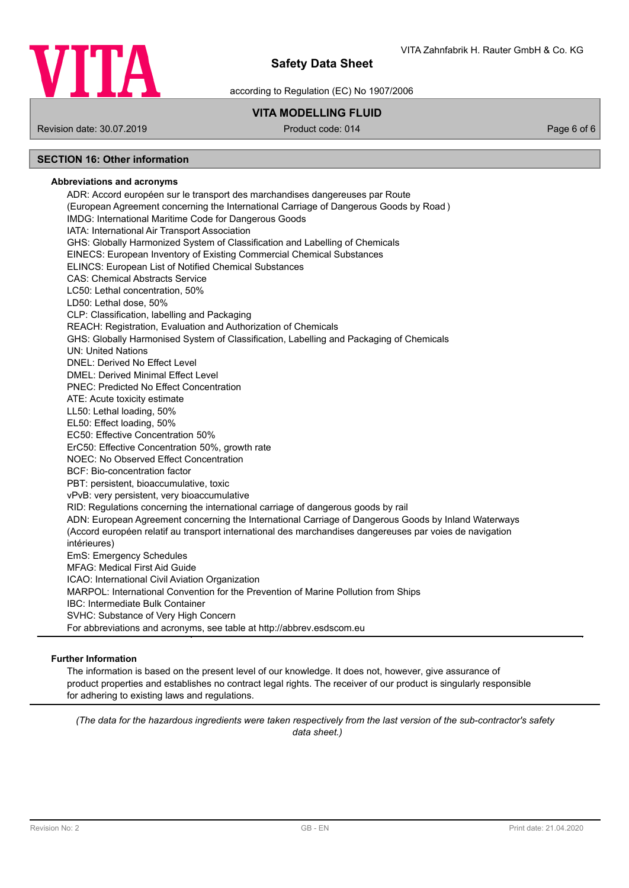## SECTION 16: Other information

**Abbreviations and acronyms**

ADR: Accord européen sur le transport des marchandises dangereuses par Route
(European Agreement concerning the International Carriage of Dangerous Goods by Road )
IMDG: International Maritime Code for Dangerous Goods
IATA: International Air Transport Association
GHS: Globally Harmonized System of Classification and Labelling of Chemicals
EINECS: European Inventory of Existing Commercial Chemical Substances
ELINCS: European List of Notified Chemical Substances
CAS: Chemical Abstracts Service
LC50: Lethal concentration, 50%
LD50: Lethal dose, 50%
CLP: Classification, labelling and Packaging
REACH: Registration, Evaluation and Authorization of Chemicals
GHS: Globally Harmonised System of Classification, Labelling and Packaging of Chemicals
UN: United Nations
DNEL: Derived No Effect Level
DMEL: Derived Minimal Effect Level
PNEC: Predicted No Effect Concentration
ATE: Acute toxicity estimate
LL50: Lethal loading, 50%
EL50: Effect loading, 50%
EC50: Effective Concentration 50%
ErC50: Effective Concentration 50%, growth rate
NOEC: No Observed Effect Concentration
BCF: Bio-concentration factor
PBT: persistent, bioaccumulative, toxic
vPvB: very persistent, very bioaccumulative
RID: Regulations concerning the international carriage of dangerous goods by rail
ADN: European Agreement concerning the International Carriage of Dangerous Goods by Inland Waterways
(Accord européen relatif au transport international des marchandises dangereuses par voies de navigation intérieures)
EmS: Emergency Schedules
MFAG: Medical First Aid Guide
ICAO: International Civil Aviation Organization
MARPOL: International Convention for the Prevention of Marine Pollution from Ships
IBC: Intermediate Bulk Container
SVHC: Substance of Very High Concern
For abbreviations and acronyms, see table at http://abbrev.esdscom.eu

**Further Information**

The information is based on the present level of our knowledge. It does not, however, give assurance of product properties and establishes no contract legal rights. The receiver of our product is singularly responsible for adhering to existing laws and regulations.

*(The data for the hazardous ingredients were taken respectively from the last version of the sub-contractor's safety data sheet.)*